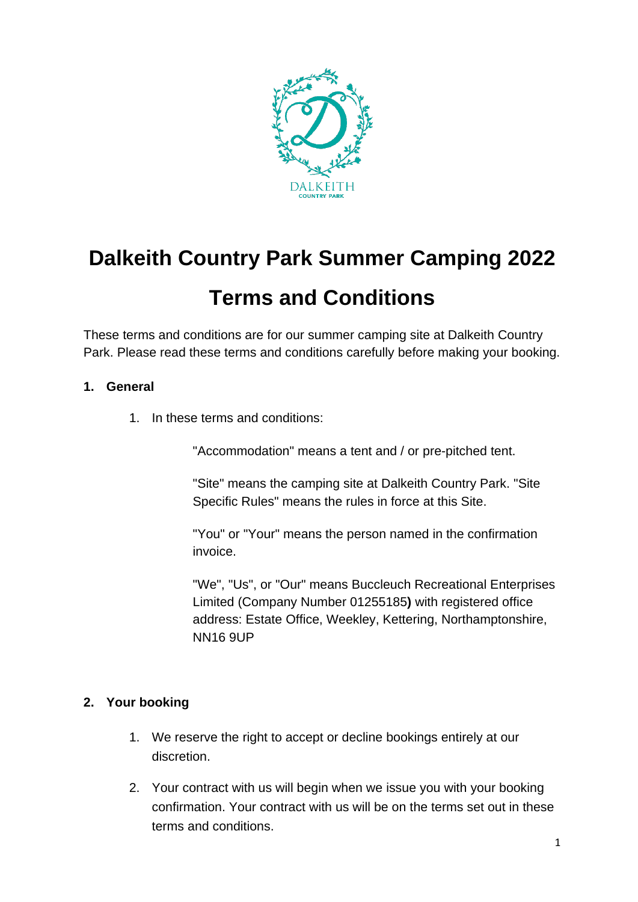# Dalkeith Country Park Summer Camping 2022

# Terms and Conditions

These terms and conditions are for our summer camping site at Dalkeith Country Park. Please read these terms and conditions carefully before making your booking.

## 1. General

1. In these terms and conditions:

   "Accommodation" means a tent and / or pre-pitched tent.

   "Site" means the camping site at Dalkeith Country Park. "Site Specific Rules" means the rules in force at this Site.

   "You" or "Your" means the person named in the confirmation invoice.

   "We", "Us", or "Our" means Buccleuch Recreational Enterprises Limited (Company Number 01255185**)** with registered office address: Estate Office, Weekley, Kettering, Northamptonshire, NN16 9UP

## 2. Your booking

1. We reserve the right to accept or decline bookings entirely at our discretion.
2. Your contract with us will begin when we issue you with your booking confirmation. Your contract with us will be on the terms set out in these terms and conditions.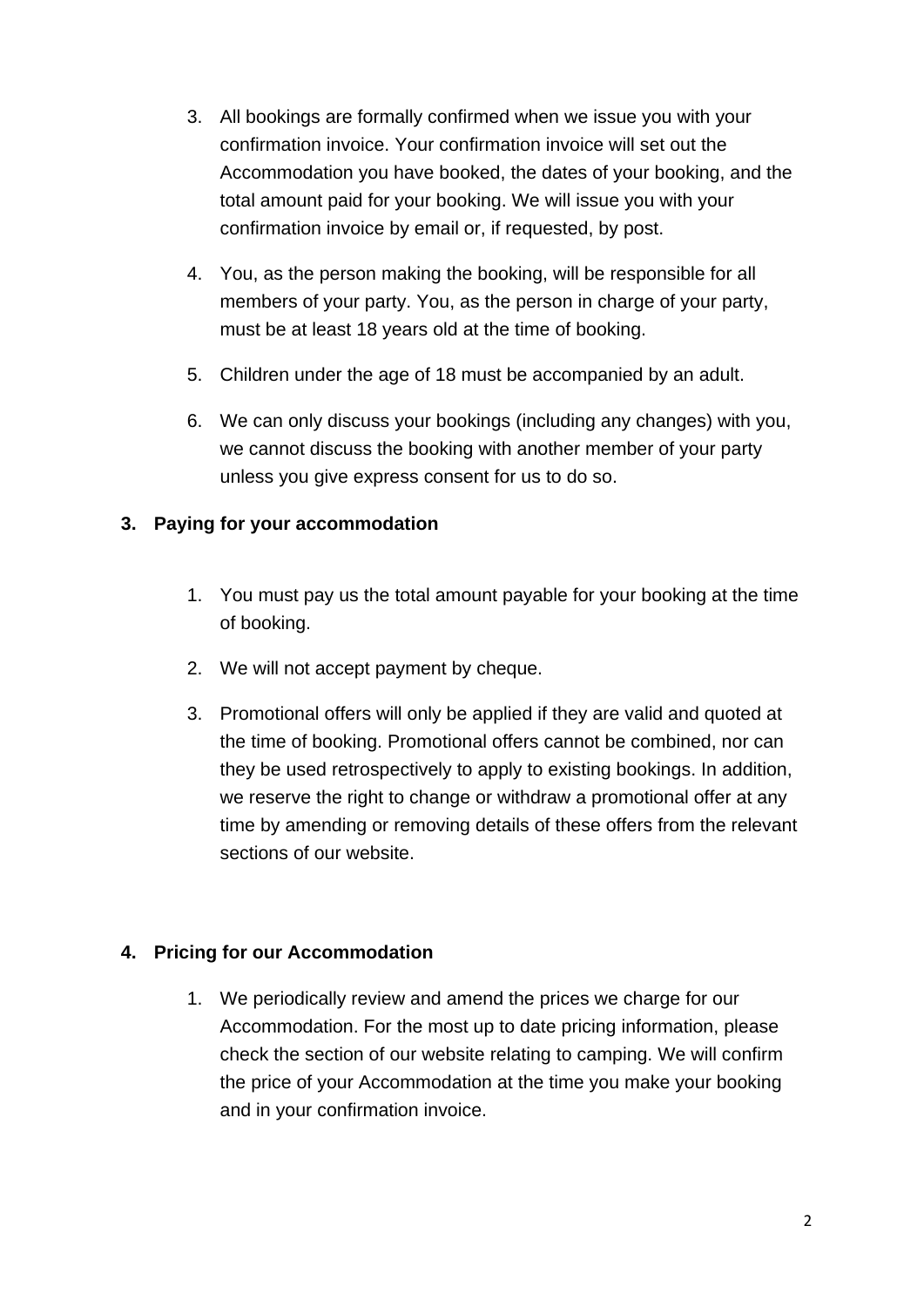3. All bookings are formally confirmed when we issue you with your confirmation invoice. Your confirmation invoice will set out the Accommodation you have booked, the dates of your booking, and the total amount paid for your booking. We will issue you with your confirmation invoice by email or, if requested, by post.

4. You, as the person making the booking, will be responsible for all members of your party. You, as the person in charge of your party, must be at least 18 years old at the time of booking.

5. Children under the age of 18 must be accompanied by an adult.

6. We can only discuss your bookings (including any changes) with you, we cannot discuss the booking with another member of your party unless you give express consent for us to do so.

## 3. Paying for your accommodation

1. You must pay us the total amount payable for your booking at the time of booking.

2. We will not accept payment by cheque.

3. Promotional offers will only be applied if they are valid and quoted at the time of booking. Promotional offers cannot be combined, nor can they be used retrospectively to apply to existing bookings. In addition, we reserve the right to change or withdraw a promotional offer at any time by amending or removing details of these offers from the relevant sections of our website.

## 4. Pricing for our Accommodation

1. We periodically review and amend the prices we charge for our Accommodation. For the most up to date pricing information, please check the section of our website relating to camping. We will confirm the price of your Accommodation at the time you make your booking and in your confirmation invoice.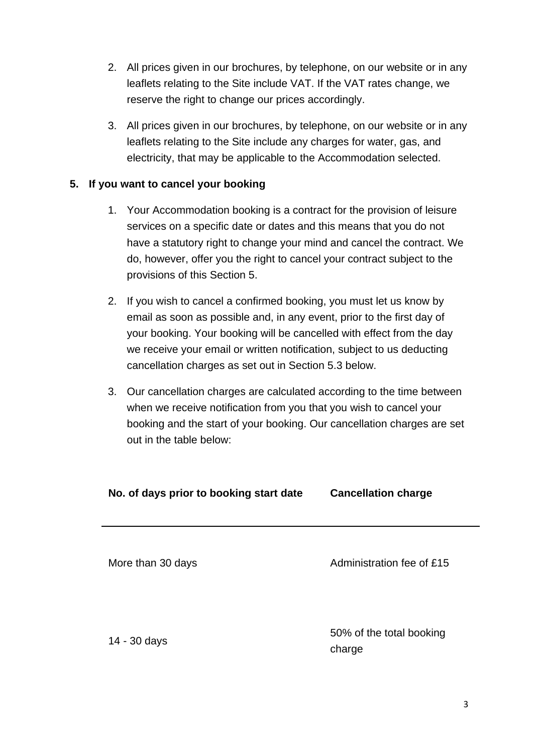2. All prices given in our brochures, by telephone, on our website or in any leaflets relating to the Site include VAT. If the VAT rates change, we reserve the right to change our prices accordingly.

3. All prices given in our brochures, by telephone, on our website or in any leaflets relating to the Site include any charges for water, gas, and electricity, that may be applicable to the Accommodation selected.

## 5. If you want to cancel your booking

1. Your Accommodation booking is a contract for the provision of leisure services on a specific date or dates and this means that you do not have a statutory right to change your mind and cancel the contract. We do, however, offer you the right to cancel your contract subject to the provisions of this Section 5.

2. If you wish to cancel a confirmed booking, you must let us know by email as soon as possible and, in any event, prior to the first day of your booking. Your booking will be cancelled with effect from the day we receive your email or written notification, subject to us deducting cancellation charges as set out in Section 5.3 below.

3. Our cancellation charges are calculated according to the time between when we receive notification from you that you wish to cancel your booking and the start of your booking. Our cancellation charges are set out in the table below:

| No. of days prior to booking start date | Cancellation charge |
|---|---|
| More than 30 days | Administration fee of £15 |
| 14 - 30 days | 50% of the total booking charge |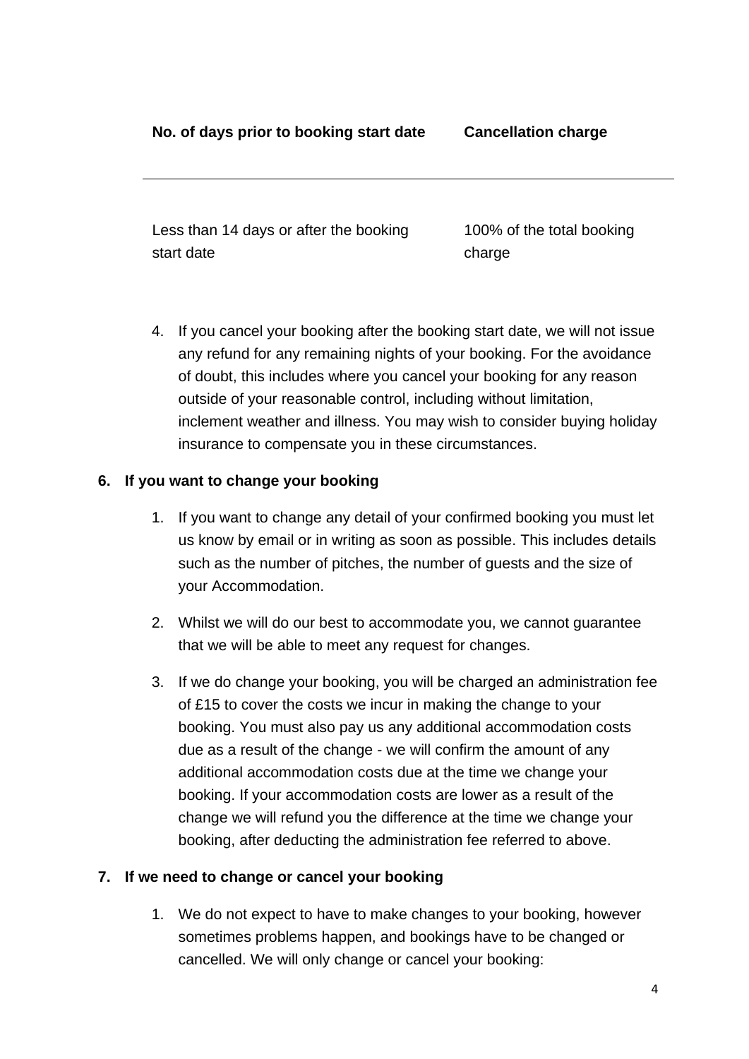| No. of days prior to booking start date | Cancellation charge |
| --- | --- |
| Less than 14 days or after the booking start date | 100% of the total booking charge |

4. If you cancel your booking after the booking start date, we will not issue any refund for any remaining nights of your booking. For the avoidance of doubt, this includes where you cancel your booking for any reason outside of your reasonable control, including without limitation, inclement weather and illness. You may wish to consider buying holiday insurance to compensate you in these circumstances.

## 6. If you want to change your booking

1. If you want to change any detail of your confirmed booking you must let us know by email or in writing as soon as possible. This includes details such as the number of pitches, the number of guests and the size of your Accommodation.

2. Whilst we will do our best to accommodate you, we cannot guarantee that we will be able to meet any request for changes.

3. If we do change your booking, you will be charged an administration fee of £15 to cover the costs we incur in making the change to your booking. You must also pay us any additional accommodation costs due as a result of the change - we will confirm the amount of any additional accommodation costs due at the time we change your booking. If your accommodation costs are lower as a result of the change we will refund you the difference at the time we change your booking, after deducting the administration fee referred to above.

## 7. If we need to change or cancel your booking

1. We do not expect to have to make changes to your booking, however sometimes problems happen, and bookings have to be changed or cancelled. We will only change or cancel your booking: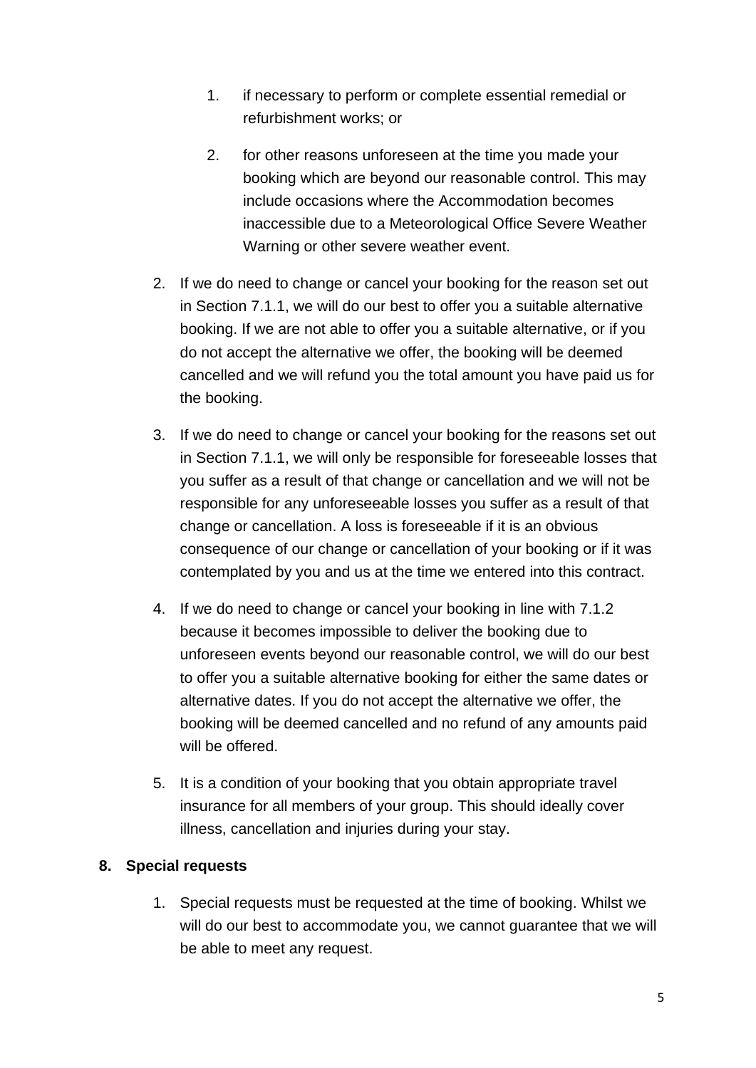1. if necessary to perform or complete essential remedial or refurbishment works; or

2. for other reasons unforeseen at the time you made your booking which are beyond our reasonable control. This may include occasions where the Accommodation becomes inaccessible due to a Meteorological Office Severe Weather Warning or other severe weather event.

2. If we do need to change or cancel your booking for the reason set out in Section 7.1.1, we will do our best to offer you a suitable alternative booking. If we are not able to offer you a suitable alternative, or if you do not accept the alternative we offer, the booking will be deemed cancelled and we will refund you the total amount you have paid us for the booking.

3. If we do need to change or cancel your booking for the reasons set out in Section 7.1.1, we will only be responsible for foreseeable losses that you suffer as a result of that change or cancellation and we will not be responsible for any unforeseeable losses you suffer as a result of that change or cancellation. A loss is foreseeable if it is an obvious consequence of our change or cancellation of your booking or if it was contemplated by you and us at the time we entered into this contract.

4. If we do need to change or cancel your booking in line with 7.1.2 because it becomes impossible to deliver the booking due to unforeseen events beyond our reasonable control, we will do our best to offer you a suitable alternative booking for either the same dates or alternative dates. If you do not accept the alternative we offer, the booking will be deemed cancelled and no refund of any amounts paid will be offered.

5. It is a condition of your booking that you obtain appropriate travel insurance for all members of your group. This should ideally cover illness, cancellation and injuries during your stay.

## 8. Special requests

1. Special requests must be requested at the time of booking. Whilst we will do our best to accommodate you, we cannot guarantee that we will be able to meet any request.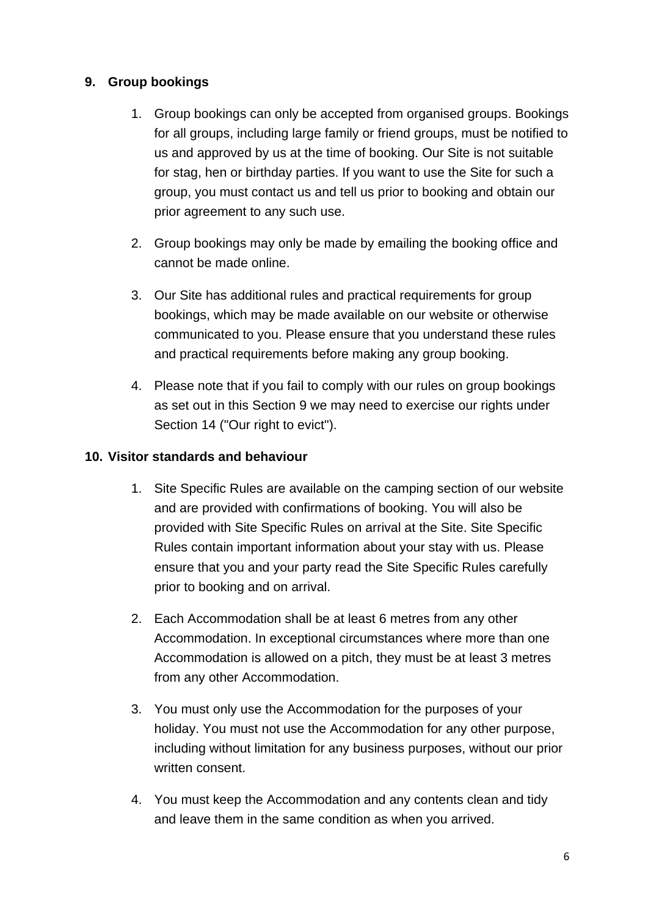## 9. Group bookings

1. Group bookings can only be accepted from organised groups. Bookings for all groups, including large family or friend groups, must be notified to us and approved by us at the time of booking. Our Site is not suitable for stag, hen or birthday parties. If you want to use the Site for such a group, you must contact us and tell us prior to booking and obtain our prior agreement to any such use.
2. Group bookings may only be made by emailing the booking office and cannot be made online.
3. Our Site has additional rules and practical requirements for group bookings, which may be made available on our website or otherwise communicated to you. Please ensure that you understand these rules and practical requirements before making any group booking.
4. Please note that if you fail to comply with our rules on group bookings as set out in this Section 9 we may need to exercise our rights under Section 14 ("Our right to evict").

## 10. Visitor standards and behaviour

1. Site Specific Rules are available on the camping section of our website and are provided with confirmations of booking. You will also be provided with Site Specific Rules on arrival at the Site. Site Specific Rules contain important information about your stay with us. Please ensure that you and your party read the Site Specific Rules carefully prior to booking and on arrival.
2. Each Accommodation shall be at least 6 metres from any other Accommodation. In exceptional circumstances where more than one Accommodation is allowed on a pitch, they must be at least 3 metres from any other Accommodation.
3. You must only use the Accommodation for the purposes of your holiday. You must not use the Accommodation for any other purpose, including without limitation for any business purposes, without our prior written consent.
4. You must keep the Accommodation and any contents clean and tidy and leave them in the same condition as when you arrived.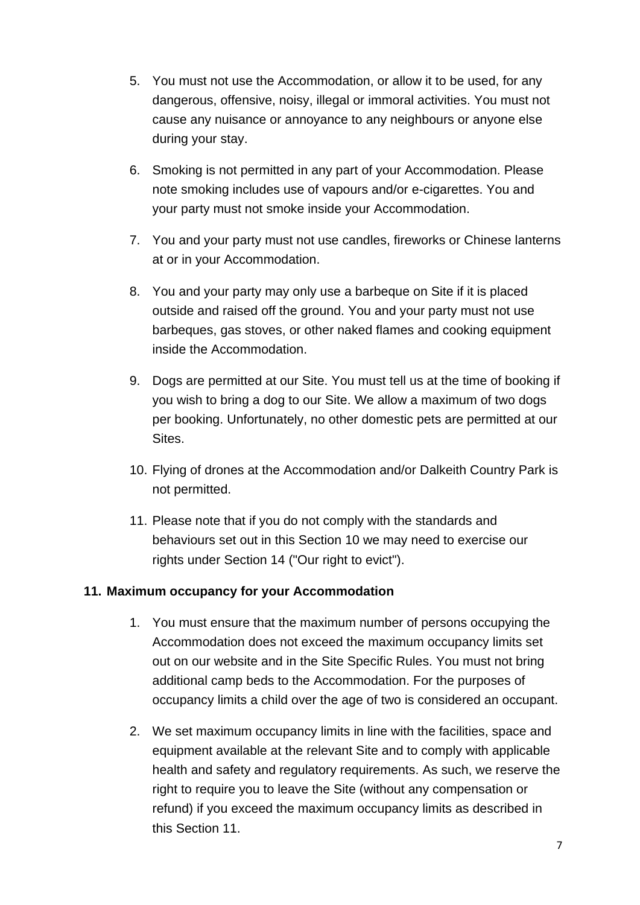5. You must not use the Accommodation, or allow it to be used, for any dangerous, offensive, noisy, illegal or immoral activities. You must not cause any nuisance or annoyance to any neighbours or anyone else during your stay.

6. Smoking is not permitted in any part of your Accommodation. Please note smoking includes use of vapours and/or e-cigarettes. You and your party must not smoke inside your Accommodation.

7. You and your party must not use candles, fireworks or Chinese lanterns at or in your Accommodation.

8. You and your party may only use a barbeque on Site if it is placed outside and raised off the ground. You and your party must not use barbeques, gas stoves, or other naked flames and cooking equipment inside the Accommodation.

9. Dogs are permitted at our Site. You must tell us at the time of booking if you wish to bring a dog to our Site. We allow a maximum of two dogs per booking. Unfortunately, no other domestic pets are permitted at our Sites.

10. Flying of drones at the Accommodation and/or Dalkeith Country Park is not permitted.

11. Please note that if you do not comply with the standards and behaviours set out in this Section 10 we may need to exercise our rights under Section 14 ("Our right to evict").

## 11. Maximum occupancy for your Accommodation

1. You must ensure that the maximum number of persons occupying the Accommodation does not exceed the maximum occupancy limits set out on our website and in the Site Specific Rules. You must not bring additional camp beds to the Accommodation. For the purposes of occupancy limits a child over the age of two is considered an occupant.

2. We set maximum occupancy limits in line with the facilities, space and equipment available at the relevant Site and to comply with applicable health and safety and regulatory requirements. As such, we reserve the right to require you to leave the Site (without any compensation or refund) if you exceed the maximum occupancy limits as described in this Section 11.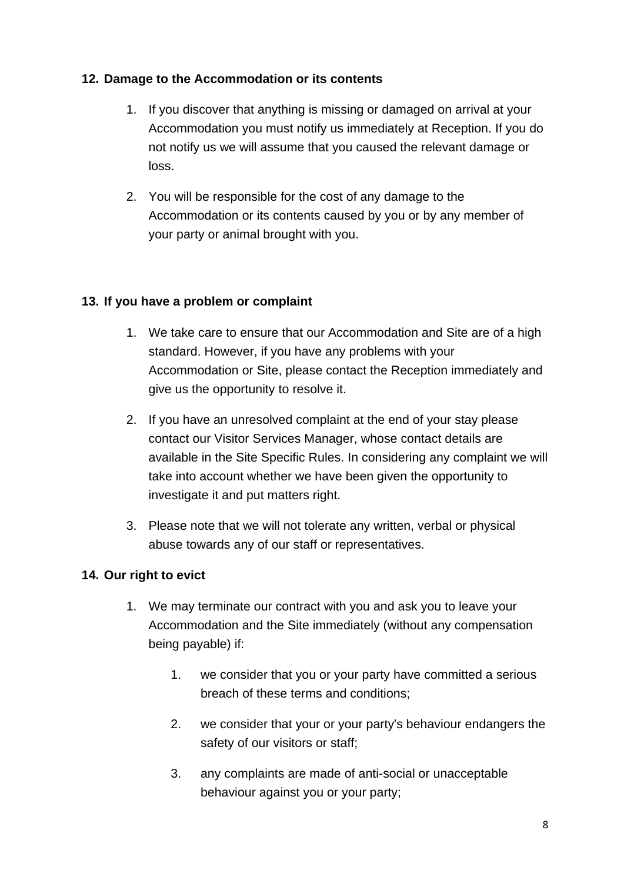**12. Damage to the Accommodation or its contents**

1. If you discover that anything is missing or damaged on arrival at your Accommodation you must notify us immediately at Reception. If you do not notify us we will assume that you caused the relevant damage or loss.

2. You will be responsible for the cost of any damage to the Accommodation or its contents caused by you or by any member of your party or animal brought with you.

**13. If you have a problem or complaint**

1. We take care to ensure that our Accommodation and Site are of a high standard. However, if you have any problems with your Accommodation or Site, please contact the Reception immediately and give us the opportunity to resolve it.

2. If you have an unresolved complaint at the end of your stay please contact our Visitor Services Manager, whose contact details are available in the Site Specific Rules. In considering any complaint we will take into account whether we have been given the opportunity to investigate it and put matters right.

3. Please note that we will not tolerate any written, verbal or physical abuse towards any of our staff or representatives.

**14. Our right to evict**

1. We may terminate our contract with you and ask you to leave your Accommodation and the Site immediately (without any compensation being payable) if:

    1. we consider that you or your party have committed a serious breach of these terms and conditions;

    2. we consider that your or your party's behaviour endangers the safety of our visitors or staff;

    3. any complaints are made of anti-social or unacceptable behaviour against you or your party;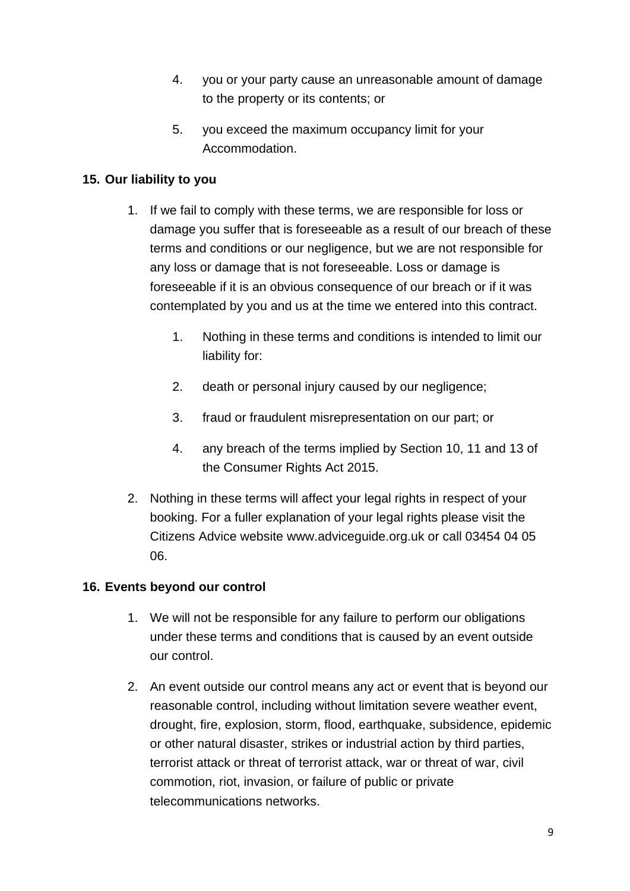4. you or your party cause an unreasonable amount of damage to the property or its contents; or

5. you exceed the maximum occupancy limit for your Accommodation.

**15. Our liability to you**

1. If we fail to comply with these terms, we are responsible for loss or damage you suffer that is foreseeable as a result of our breach of these terms and conditions or our negligence, but we are not responsible for any loss or damage that is not foreseeable. Loss or damage is foreseeable if it is an obvious consequence of our breach or if it was contemplated by you and us at the time we entered into this contract.

    1. Nothing in these terms and conditions is intended to limit our liability for:

    2. death or personal injury caused by our negligence;

    3. fraud or fraudulent misrepresentation on our part; or

    4. any breach of the terms implied by Section 10, 11 and 13 of the Consumer Rights Act 2015.

2. Nothing in these terms will affect your legal rights in respect of your booking. For a fuller explanation of your legal rights please visit the Citizens Advice website www.adviceguide.org.uk or call 03454 04 05 06.

**16. Events beyond our control**

1. We will not be responsible for any failure to perform our obligations under these terms and conditions that is caused by an event outside our control.

2. An event outside our control means any act or event that is beyond our reasonable control, including without limitation severe weather event, drought, fire, explosion, storm, flood, earthquake, subsidence, epidemic or other natural disaster, strikes or industrial action by third parties, terrorist attack or threat of terrorist attack, war or threat of war, civil commotion, riot, invasion, or failure of public or private telecommunications networks.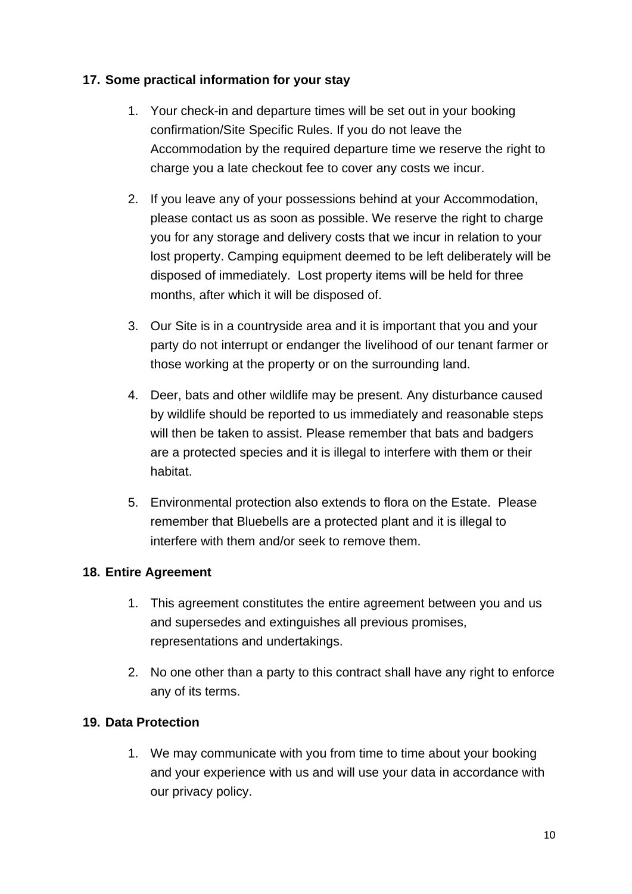**17. Some practical information for your stay**

1. Your check-in and departure times will be set out in your booking confirmation/Site Specific Rules. If you do not leave the Accommodation by the required departure time we reserve the right to charge you a late checkout fee to cover any costs we incur.

2. If you leave any of your possessions behind at your Accommodation, please contact us as soon as possible. We reserve the right to charge you for any storage and delivery costs that we incur in relation to your lost property. Camping equipment deemed to be left deliberately will be disposed of immediately. Lost property items will be held for three months, after which it will be disposed of.

3. Our Site is in a countryside area and it is important that you and your party do not interrupt or endanger the livelihood of our tenant farmer or those working at the property or on the surrounding land.

4. Deer, bats and other wildlife may be present. Any disturbance caused by wildlife should be reported to us immediately and reasonable steps will then be taken to assist. Please remember that bats and badgers are a protected species and it is illegal to interfere with them or their habitat.

5. Environmental protection also extends to flora on the Estate. Please remember that Bluebells are a protected plant and it is illegal to interfere with them and/or seek to remove them.

**18. Entire Agreement**

1. This agreement constitutes the entire agreement between you and us and supersedes and extinguishes all previous promises, representations and undertakings.

2. No one other than a party to this contract shall have any right to enforce any of its terms.

**19. Data Protection**

1. We may communicate with you from time to time about your booking and your experience with us and will use your data in accordance with our privacy policy.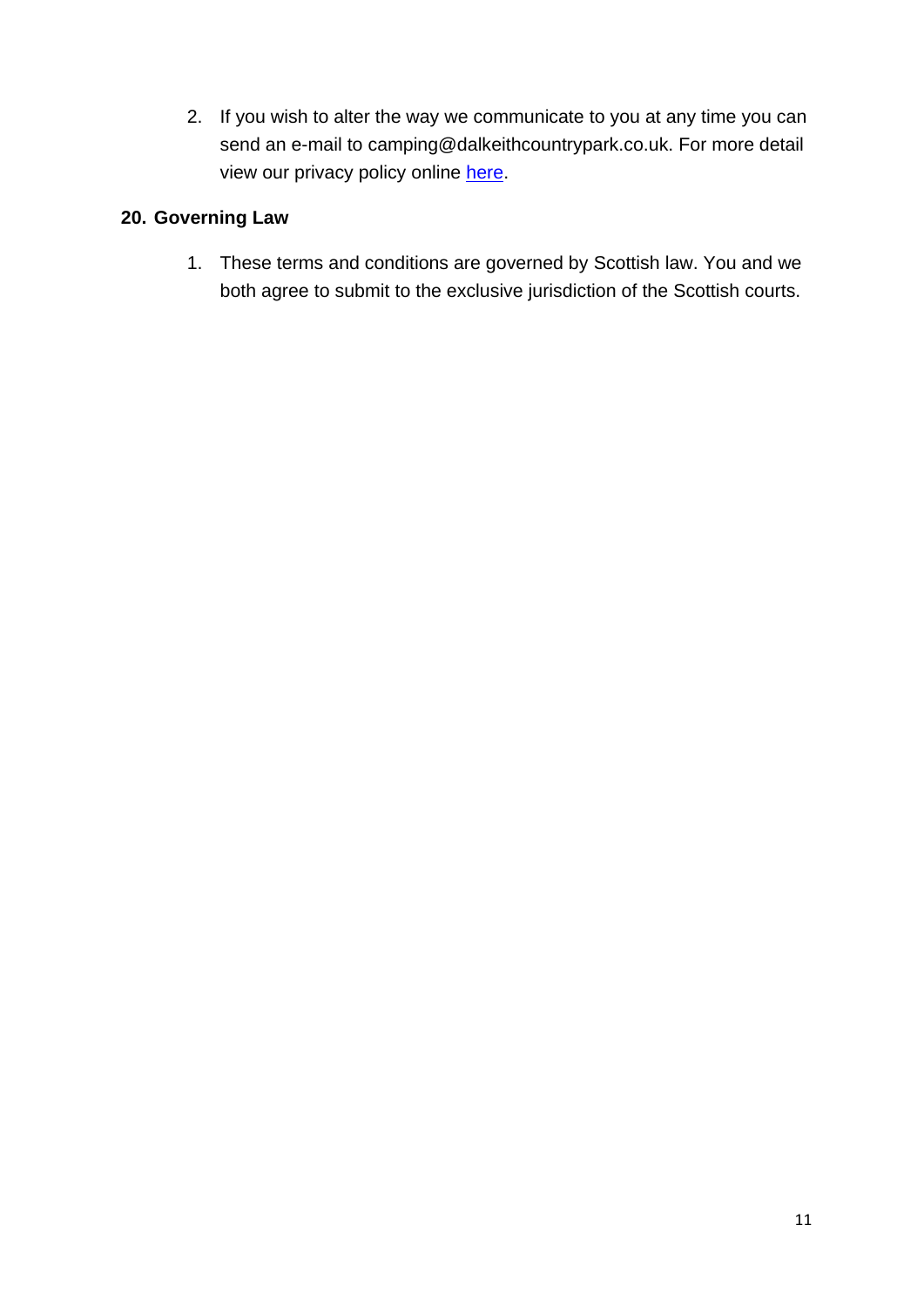2. If you wish to alter the way we communicate to you at any time you can send an e-mail to camping@dalkeithcountrypark.co.uk. For more detail view our privacy policy online here.

## 20. Governing Law

1. These terms and conditions are governed by Scottish law. You and we both agree to submit to the exclusive jurisdiction of the Scottish courts.